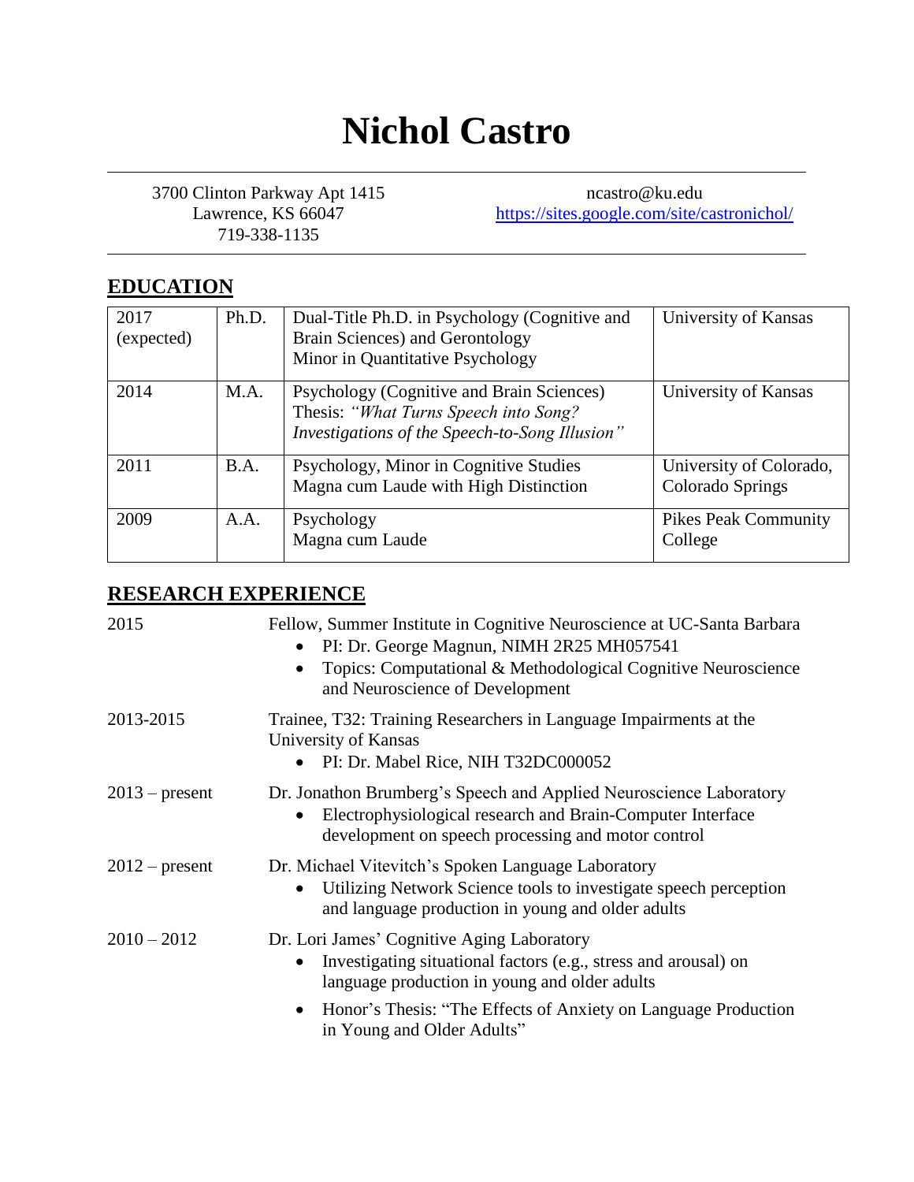# Nichol Castro

3700 Clinton Parkway Apt 1415
Lawrence, KS 66047
719-338-1135

ncastro@ku.edu
https://sites.google.com/site/castronichol/

## EDUCATION

| | | | |
|---|---|---|---|
| 2017 (expected) | Ph.D. | Dual-Title Ph.D. in Psychology (Cognitive and Brain Sciences) and Gerontology<br>Minor in Quantitative Psychology | University of Kansas |
| 2014 | M.A. | Psychology (Cognitive and Brain Sciences)<br>Thesis: *"What Turns Speech into Song? Investigations of the Speech-to-Song Illusion"* | University of Kansas |
| 2011 | B.A. | Psychology, Minor in Cognitive Studies<br>Magna cum Laude with High Distinction | University of Colorado, Colorado Springs |
| 2009 | A.A. | Psychology<br>Magna cum Laude | Pikes Peak Community College |

## RESEARCH EXPERIENCE

**2015**
Fellow, Summer Institute in Cognitive Neuroscience at UC-Santa Barbara
- PI: Dr. George Magnun, NIMH 2R25 MH057541
- Topics: Computational & Methodological Cognitive Neuroscience and Neuroscience of Development

**2013-2015**
Trainee, T32: Training Researchers in Language Impairments at the University of Kansas
- PI: Dr. Mabel Rice, NIH T32DC000052

**2013 – present**
Dr. Jonathon Brumberg's Speech and Applied Neuroscience Laboratory
- Electrophysiological research and Brain-Computer Interface development on speech processing and motor control

**2012 – present**
Dr. Michael Vitevitch's Spoken Language Laboratory
- Utilizing Network Science tools to investigate speech perception and language production in young and older adults

**2010 – 2012**
Dr. Lori James' Cognitive Aging Laboratory
- Investigating situational factors (e.g., stress and arousal) on language production in young and older adults
- Honor's Thesis: "The Effects of Anxiety on Language Production in Young and Older Adults"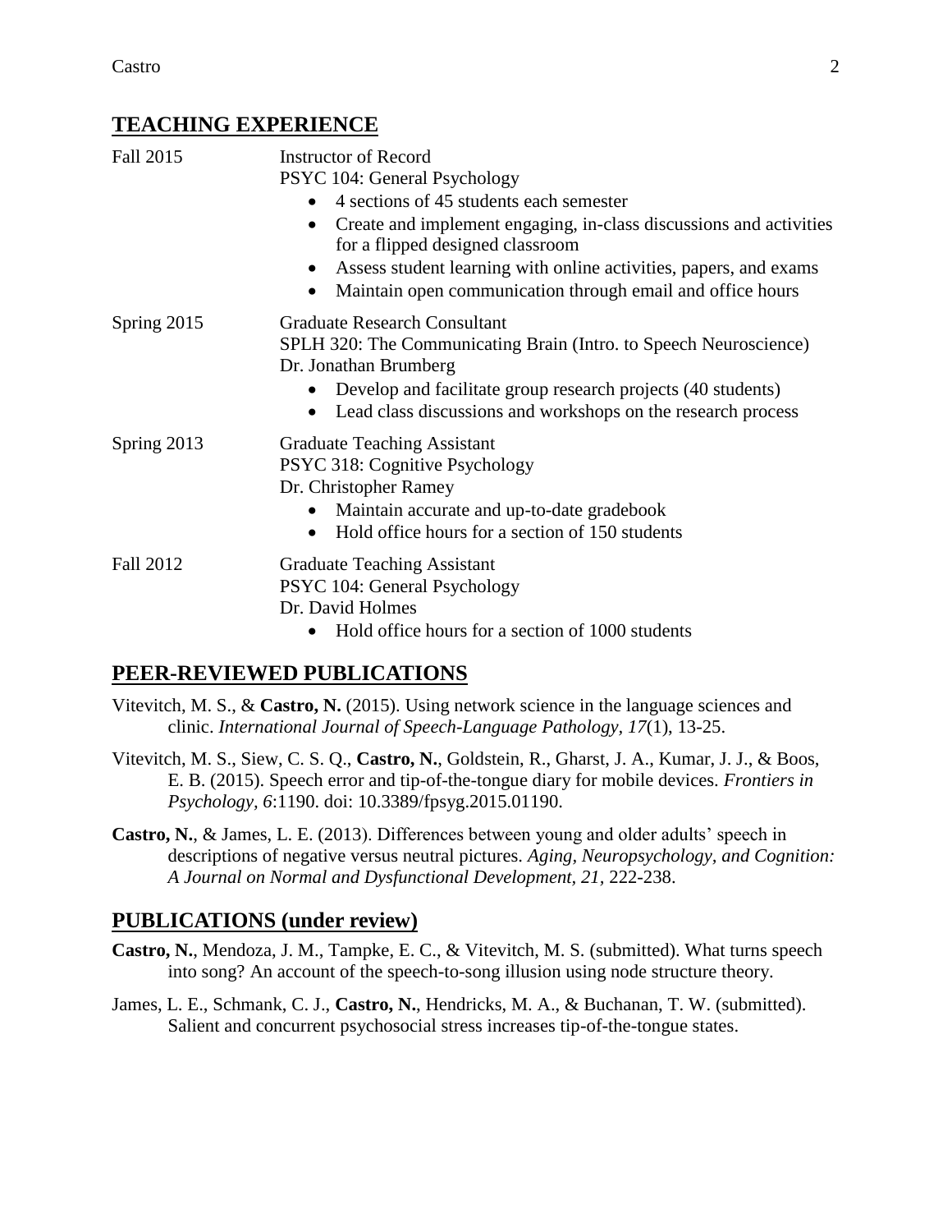## TEACHING EXPERIENCE

Fall 2015 — Instructor of Record
PSYC 104: General Psychology

- 4 sections of 45 students each semester
- Create and implement engaging, in-class discussions and activities for a flipped designed classroom
- Assess student learning with online activities, papers, and exams
- Maintain open communication through email and office hours

Spring 2015 — Graduate Research Consultant
SPLH 320: The Communicating Brain (Intro. to Speech Neuroscience)
Dr. Jonathan Brumberg

- Develop and facilitate group research projects (40 students)
- Lead class discussions and workshops on the research process

Spring 2013 — Graduate Teaching Assistant
PSYC 318: Cognitive Psychology
Dr. Christopher Ramey

- Maintain accurate and up-to-date gradebook
- Hold office hours for a section of 150 students

Fall 2012 — Graduate Teaching Assistant
PSYC 104: General Psychology
Dr. David Holmes

- Hold office hours for a section of 1000 students

## PEER-REVIEWED PUBLICATIONS

Vitevitch, M. S., & **Castro, N.** (2015). Using network science in the language sciences and clinic. *International Journal of Speech-Language Pathology, 17*(1), 13-25.

Vitevitch, M. S., Siew, C. S. Q., **Castro, N.**, Goldstein, R., Gharst, J. A., Kumar, J. J., & Boos, E. B. (2015). Speech error and tip-of-the-tongue diary for mobile devices. *Frontiers in Psychology, 6*:1190. doi: 10.3389/fpsyg.2015.01190.

**Castro, N.**, & James, L. E. (2013). Differences between young and older adults' speech in descriptions of negative versus neutral pictures. *Aging, Neuropsychology, and Cognition: A Journal on Normal and Dysfunctional Development, 21,* 222-238.

## PUBLICATIONS (under review)

**Castro, N.**, Mendoza, J. M., Tampke, E. C., & Vitevitch, M. S. (submitted). What turns speech into song? An account of the speech-to-song illusion using node structure theory.

James, L. E., Schmank, C. J., **Castro, N.**, Hendricks, M. A., & Buchanan, T. W. (submitted). Salient and concurrent psychosocial stress increases tip-of-the-tongue states.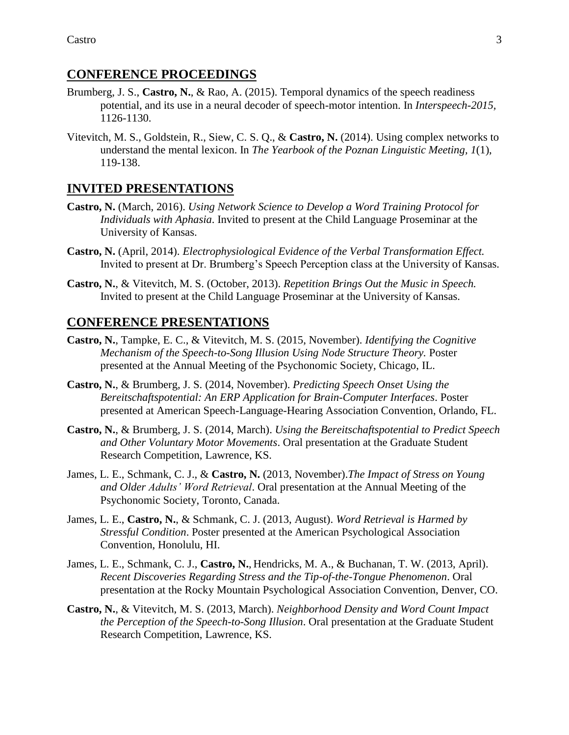## CONFERENCE PROCEEDINGS

Brumberg, J. S., **Castro, N.**, & Rao, A. (2015). Temporal dynamics of the speech readiness potential, and its use in a neural decoder of speech-motor intention. In *Interspeech-2015,* 1126-1130.

Vitevitch, M. S., Goldstein, R., Siew, C. S. Q., & **Castro, N.** (2014). Using complex networks to understand the mental lexicon. In *The Yearbook of the Poznan Linguistic Meeting, 1*(1), 119-138.

## INVITED PRESENTATIONS

**Castro, N.** (March, 2016). *Using Network Science to Develop a Word Training Protocol for Individuals with Aphasia*. Invited to present at the Child Language Proseminar at the University of Kansas.

**Castro, N.** (April, 2014). *Electrophysiological Evidence of the Verbal Transformation Effect.* Invited to present at Dr. Brumberg's Speech Perception class at the University of Kansas.

**Castro, N.**, & Vitevitch, M. S. (October, 2013). *Repetition Brings Out the Music in Speech.* Invited to present at the Child Language Proseminar at the University of Kansas.

## CONFERENCE PRESENTATIONS

**Castro, N.**, Tampke, E. C., & Vitevitch, M. S. (2015, November). *Identifying the Cognitive Mechanism of the Speech-to-Song Illusion Using Node Structure Theory.* Poster presented at the Annual Meeting of the Psychonomic Society, Chicago, IL.

**Castro, N.**, & Brumberg, J. S. (2014, November). *Predicting Speech Onset Using the Bereitschaftspotential: An ERP Application for Brain-Computer Interfaces*. Poster presented at American Speech-Language-Hearing Association Convention, Orlando, FL.

**Castro, N.**, & Brumberg, J. S. (2014, March). *Using the Bereitschaftspotential to Predict Speech and Other Voluntary Motor Movements*. Oral presentation at the Graduate Student Research Competition, Lawrence, KS.

James, L. E., Schmank, C. J., & **Castro, N.** (2013, November).*The Impact of Stress on Young and Older Adults' Word Retrieval*. Oral presentation at the Annual Meeting of the Psychonomic Society, Toronto, Canada.

James, L. E., **Castro, N.**, & Schmank, C. J. (2013, August). *Word Retrieval is Harmed by Stressful Condition*. Poster presented at the American Psychological Association Convention, Honolulu, HI.

James, L. E., Schmank, C. J., **Castro, N.**, Hendricks, M. A., & Buchanan, T. W. (2013, April). *Recent Discoveries Regarding Stress and the Tip-of-the-Tongue Phenomenon*. Oral presentation at the Rocky Mountain Psychological Association Convention, Denver, CO.

**Castro, N.**, & Vitevitch, M. S. (2013, March). *Neighborhood Density and Word Count Impact the Perception of the Speech-to-Song Illusion*. Oral presentation at the Graduate Student Research Competition, Lawrence, KS.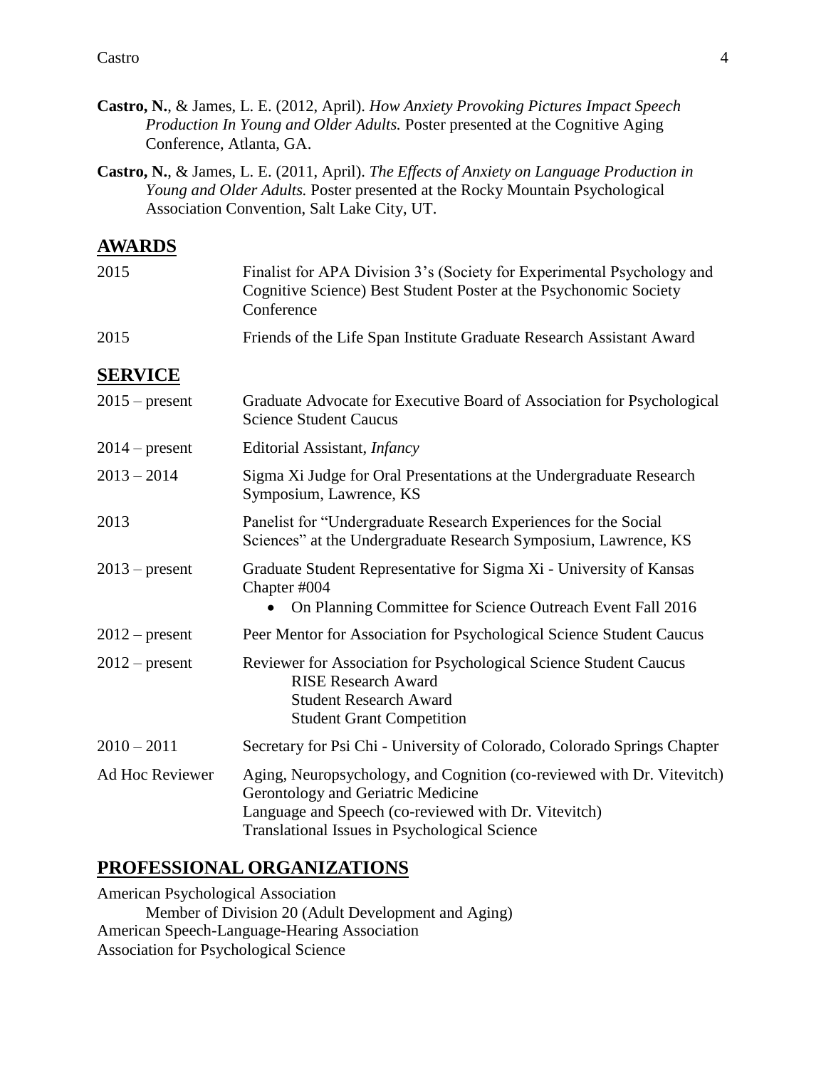**Castro, N.**, & James, L. E. (2012, April). *How Anxiety Provoking Pictures Impact Speech Production In Young and Older Adults.* Poster presented at the Cognitive Aging Conference, Atlanta, GA.

**Castro, N.**, & James, L. E. (2011, April). *The Effects of Anxiety on Language Production in Young and Older Adults.* Poster presented at the Rocky Mountain Psychological Association Convention, Salt Lake City, UT.

## AWARDS

| | |
|---|---|
| 2015 | Finalist for APA Division 3's (Society for Experimental Psychology and Cognitive Science) Best Student Poster at the Psychonomic Society Conference |
| 2015 | Friends of the Life Span Institute Graduate Research Assistant Award |

## SERVICE

| | |
|---|---|
| 2015 – present | Graduate Advocate for Executive Board of Association for Psychological Science Student Caucus |
| 2014 – present | Editorial Assistant, *Infancy* |
| 2013 – 2014 | Sigma Xi Judge for Oral Presentations at the Undergraduate Research Symposium, Lawrence, KS |
| 2013 | Panelist for "Undergraduate Research Experiences for the Social Sciences" at the Undergraduate Research Symposium, Lawrence, KS |
| 2013 – present | Graduate Student Representative for Sigma Xi - University of Kansas Chapter #004<br>• On Planning Committee for Science Outreach Event Fall 2016 |
| 2012 – present | Peer Mentor for Association for Psychological Science Student Caucus |
| 2012 – present | Reviewer for Association for Psychological Science Student Caucus<br>RISE Research Award<br>Student Research Award<br>Student Grant Competition |
| 2010 – 2011 | Secretary for Psi Chi - University of Colorado, Colorado Springs Chapter |
| Ad Hoc Reviewer | Aging, Neuropsychology, and Cognition (co-reviewed with Dr. Vitevitch)<br>Gerontology and Geriatric Medicine<br>Language and Speech (co-reviewed with Dr. Vitevitch)<br>Translational Issues in Psychological Science |

## PROFESSIONAL ORGANIZATIONS

American Psychological Association
    Member of Division 20 (Adult Development and Aging)
American Speech-Language-Hearing Association
Association for Psychological Science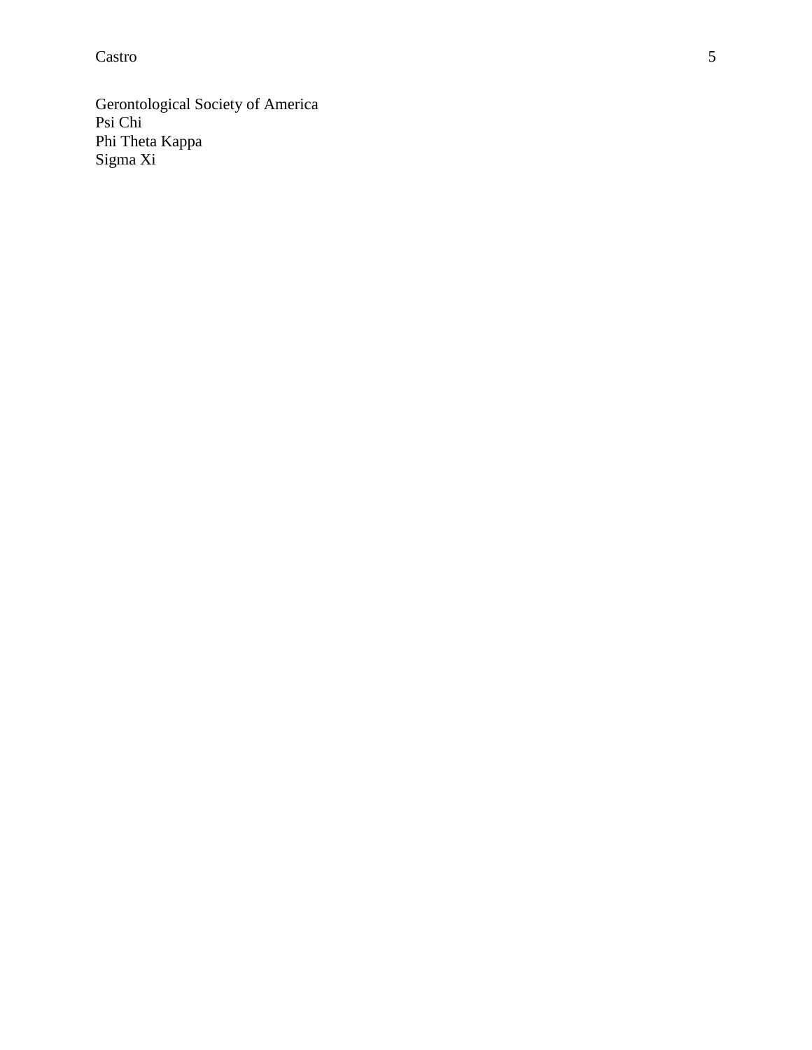Gerontological Society of America
Psi Chi
Phi Theta Kappa
Sigma Xi